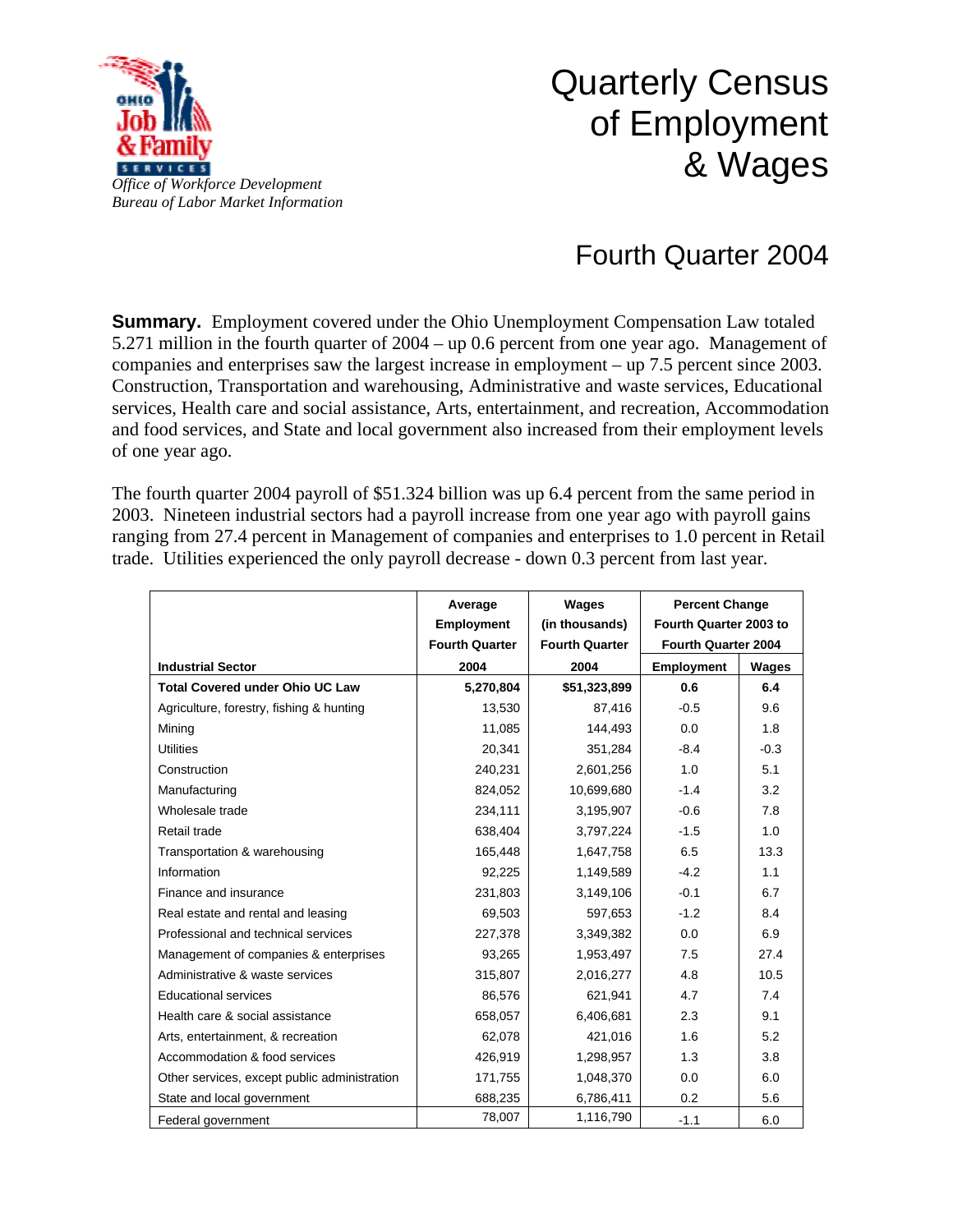*Office of Workforce Development*
*Bureau of Labor Market Information*

# Quarterly Census of Employment & Wages

## Fourth Quarter 2004

**Summary.** Employment covered under the Ohio Unemployment Compensation Law totaled 5.271 million in the fourth quarter of 2004 – up 0.6 percent from one year ago. Management of companies and enterprises saw the largest increase in employment – up 7.5 percent since 2003. Construction, Transportation and warehousing, Administrative and waste services, Educational services, Health care and social assistance, Arts, entertainment, and recreation, Accommodation and food services, and State and local government also increased from their employment levels of one year ago.

The fourth quarter 2004 payroll of $51.324 billion was up 6.4 percent from the same period in 2003. Nineteen industrial sectors had a payroll increase from one year ago with payroll gains ranging from 27.4 percent in Management of companies and enterprises to 1.0 percent in Retail trade. Utilities experienced the only payroll decrease - down 0.3 percent from last year.

| Industrial Sector | Average Employment Fourth Quarter 2004 | Wages (in thousands) Fourth Quarter 2004 | Percent Change Fourth Quarter 2003 to Fourth Quarter 2004 | |
|---|---|---|---|---|
| | | | Employment | Wages |
| **Total Covered under Ohio UC Law** | **5,270,804** | **$51,323,899** | **0.6** | **6.4** |
| Agriculture, forestry, fishing & hunting | 13,530 | 87,416 | -0.5 | 9.6 |
| Mining | 11,085 | 144,493 | 0.0 | 1.8 |
| Utilities | 20,341 | 351,284 | -8.4 | -0.3 |
| Construction | 240,231 | 2,601,256 | 1.0 | 5.1 |
| Manufacturing | 824,052 | 10,699,680 | -1.4 | 3.2 |
| Wholesale trade | 234,111 | 3,195,907 | -0.6 | 7.8 |
| Retail trade | 638,404 | 3,797,224 | -1.5 | 1.0 |
| Transportation & warehousing | 165,448 | 1,647,758 | 6.5 | 13.3 |
| Information | 92,225 | 1,149,589 | -4.2 | 1.1 |
| Finance and insurance | 231,803 | 3,149,106 | -0.1 | 6.7 |
| Real estate and rental and leasing | 69,503 | 597,653 | -1.2 | 8.4 |
| Professional and technical services | 227,378 | 3,349,382 | 0.0 | 6.9 |
| Management of companies & enterprises | 93,265 | 1,953,497 | 7.5 | 27.4 |
| Administrative & waste services | 315,807 | 2,016,277 | 4.8 | 10.5 |
| Educational services | 86,576 | 621,941 | 4.7 | 7.4 |
| Health care & social assistance | 658,057 | 6,406,681 | 2.3 | 9.1 |
| Arts, entertainment, & recreation | 62,078 | 421,016 | 1.6 | 5.2 |
| Accommodation & food services | 426,919 | 1,298,957 | 1.3 | 3.8 |
| Other services, except public administration | 171,755 | 1,048,370 | 0.0 | 6.0 |
| State and local government | 688,235 | 6,786,411 | 0.2 | 5.6 |
| Federal government | 78,007 | 1,116,790 | -1.1 | 6.0 |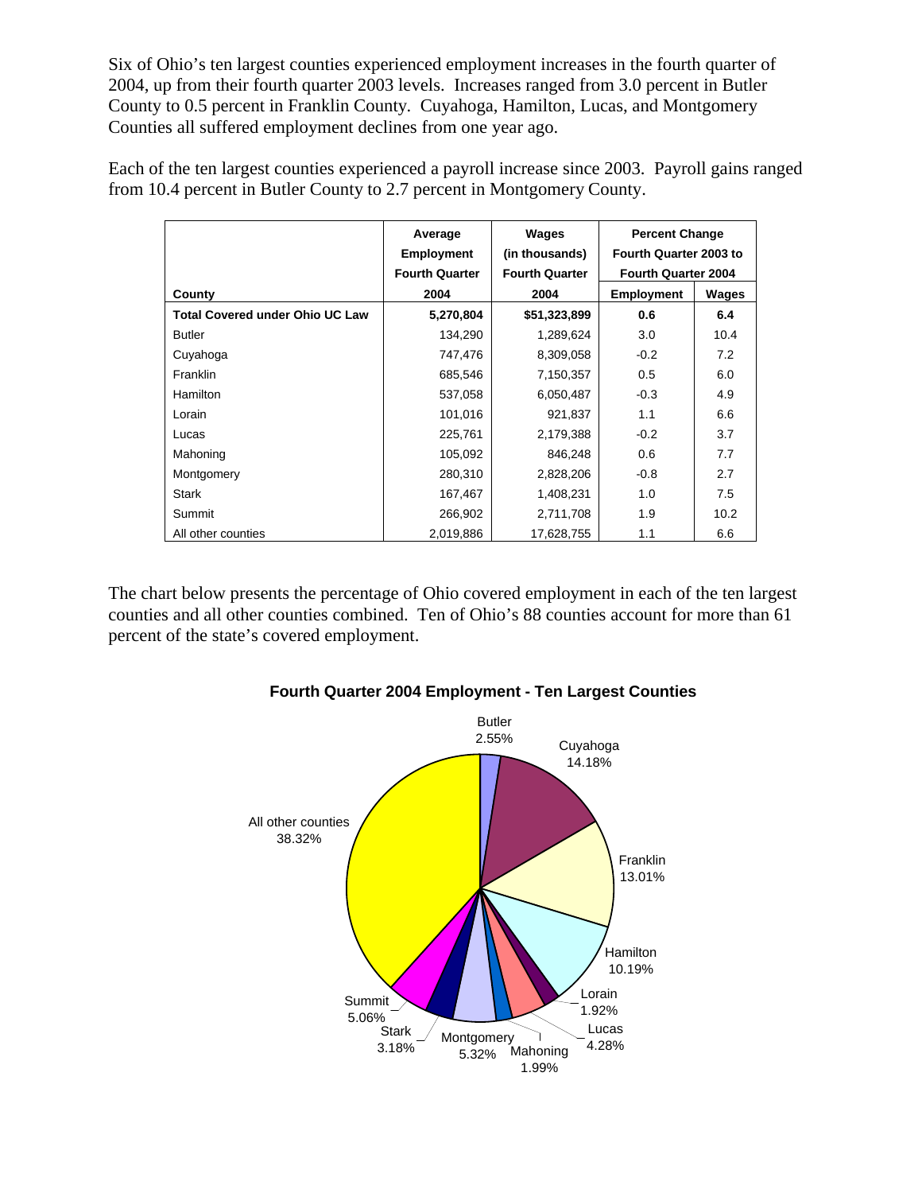Six of Ohio's ten largest counties experienced employment increases in the fourth quarter of 2004, up from their fourth quarter 2003 levels. Increases ranged from 3.0 percent in Butler County to 0.5 percent in Franklin County. Cuyahoga, Hamilton, Lucas, and Montgomery Counties all suffered employment declines from one year ago.

Each of the ten largest counties experienced a payroll increase since 2003. Payroll gains ranged from 10.4 percent in Butler County to 2.7 percent in Montgomery County.

| County | Average Employment Fourth Quarter 2004 | Wages (in thousands) Fourth Quarter 2004 | Percent Change Fourth Quarter 2003 to Fourth Quarter 2004 | |
|---|---|---|---|---|
| | | | Employment | Wages |
| **Total Covered under Ohio UC Law** | **5,270,804** | **$51,323,899** | **0.6** | **6.4** |
| Butler | 134,290 | 1,289,624 | 3.0 | 10.4 |
| Cuyahoga | 747,476 | 8,309,058 | -0.2 | 7.2 |
| Franklin | 685,546 | 7,150,357 | 0.5 | 6.0 |
| Hamilton | 537,058 | 6,050,487 | -0.3 | 4.9 |
| Lorain | 101,016 | 921,837 | 1.1 | 6.6 |
| Lucas | 225,761 | 2,179,388 | -0.2 | 3.7 |
| Mahoning | 105,092 | 846,248 | 0.6 | 7.7 |
| Montgomery | 280,310 | 2,828,206 | -0.8 | 2.7 |
| Stark | 167,467 | 1,408,231 | 1.0 | 7.5 |
| Summit | 266,902 | 2,711,708 | 1.9 | 10.2 |
| All other counties | 2,019,886 | 17,628,755 | 1.1 | 6.6 |

The chart below presents the percentage of Ohio covered employment in each of the ten largest counties and all other counties combined. Ten of Ohio's 88 counties account for more than 61 percent of the state's covered employment.

**Fourth Quarter 2004 Employment - Ten Largest Counties**

| County | Percent |
|---|---|
| Butler | 2.55% |
| Cuyahoga | 14.18% |
| Franklin | 13.01% |
| Hamilton | 10.19% |
| Lorain | 1.92% |
| Lucas | 4.28% |
| Mahoning | 1.99% |
| Montgomery | 5.32% |
| Stark | 3.18% |
| Summit | 5.06% |
| All other counties | 38.32% |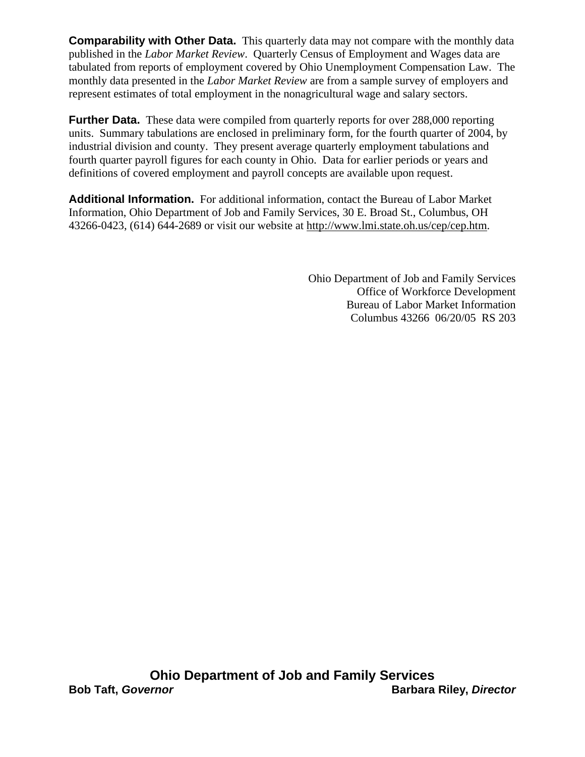**Comparability with Other Data.** This quarterly data may not compare with the monthly data published in the *Labor Market Review*. Quarterly Census of Employment and Wages data are tabulated from reports of employment covered by Ohio Unemployment Compensation Law. The monthly data presented in the *Labor Market Review* are from a sample survey of employers and represent estimates of total employment in the nonagricultural wage and salary sectors.

**Further Data.** These data were compiled from quarterly reports for over 288,000 reporting units. Summary tabulations are enclosed in preliminary form, for the fourth quarter of 2004, by industrial division and county. They present average quarterly employment tabulations and fourth quarter payroll figures for each county in Ohio. Data for earlier periods or years and definitions of covered employment and payroll concepts are available upon request.

**Additional Information.** For additional information, contact the Bureau of Labor Market Information, Ohio Department of Job and Family Services, 30 E. Broad St., Columbus, OH 43266-0423, (614) 644-2689 or visit our website at http://www.lmi.state.oh.us/cep/cep.htm.

Ohio Department of Job and Family Services
Office of Workforce Development
Bureau of Labor Market Information
Columbus 43266 06/20/05 RS 203

**Ohio Department of Job and Family Services**

**Bob Taft, *Governor*** **Barbara Riley, *Director***